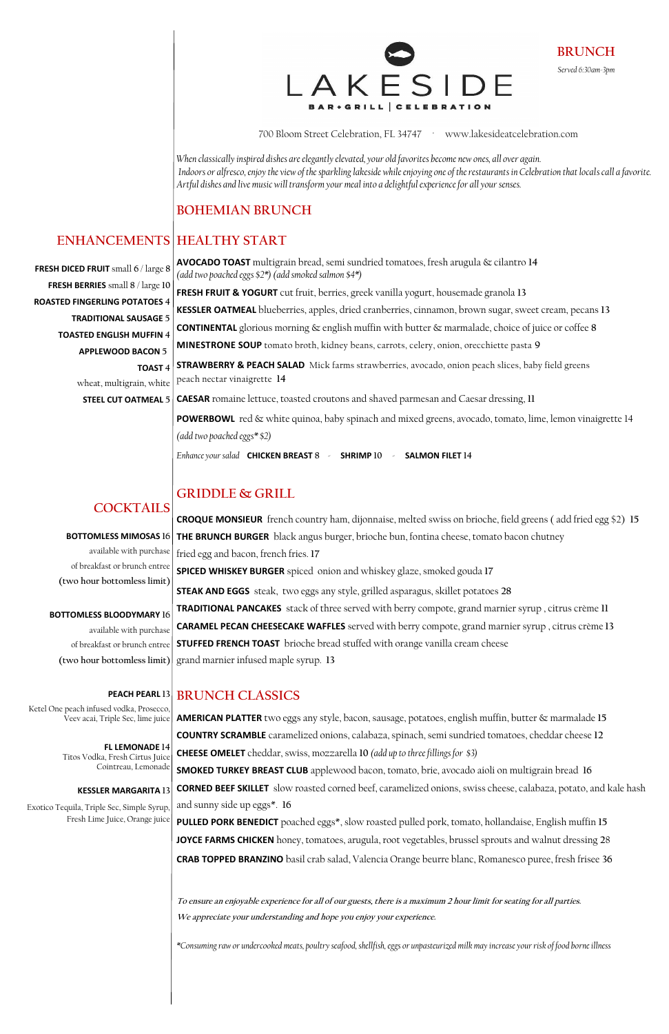# LAKESIDE

BAR + GRILL | CELEBRATION

## BRUNCH

*Served 6:30am-3pm*

700 Bloom Street Celebration, FL 34747 · www.lakesideatcelebration.com

*When classically inspired dishes are elegantly elevated, your old favorites become new ones, all over again.*
*Indoors or alfresco, enjoy the view of the sparkling lakeside while enjoying one of the restaurants in Celebration that locals call a favorite.*
*Artful dishes and live music will transform your meal into a delightful experience for all your senses.*

## BOHEMIAN BRUNCH

## HEALTHY START

**AVOCADO TOAST** multigrain bread, semi sundried tomatoes, fresh arugula & cilantro 14
*(add two poached eggs $2\*) (add smoked salmon $4\*)*

**FRESH FRUIT & YOGURT** cut fruit, berries, greek vanilla yogurt, housemade granola 13

**KESSLER OATMEAL** blueberries, apples, dried cranberries, cinnamon, brown sugar, sweet cream, pecans 13

**CONTINENTAL** glorious morning & english muffin with butter & marmalade, choice of juice or coffee 8

**MINESTRONE SOUP** tomato broth, kidney beans, carrots, celery, onion, orecchiette pasta 9

**STRAWBERRY & PEACH SALAD** Mick farms strawberries, avocado, onion peach slices, baby field greens peach nectar vinaigrette 14

**CAESAR** romaine lettuce, toasted croutons and shaved parmesan and Caesar dressing, 11

**POWERBOWL** red & white quinoa, baby spinach and mixed greens, avocado, tomato, lime, lemon vinaigrette 14
*(add two poached eggs\* $2)*

*Enhance your salad* **CHICKEN BREAST** 8 - **SHRIMP** 10 - **SALMON FILET** 14

## GRIDDLE & GRILL

**CROQUE MONSIEUR** french country ham, dijonnaise, melted swiss on brioche, field greens ( add fried egg $2) 15

**THE BRUNCH BURGER** black angus burger, brioche bun, fontina cheese, tomato bacon chutney fried egg and bacon, french fries. 17

**SPICED WHISKEY BURGER** spiced onion and whiskey glaze, smoked gouda 17

**STEAK AND EGGS** steak, two eggs any style, grilled asparagus, skillet potatoes 28

**TRADITIONAL PANCAKES** stack of three served with berry compote, grand marnier syrup , citrus crème 11

**CARAMEL PECAN CHEESECAKE WAFFLES** served with berry compote, grand marnier syrup , citrus crème 13

**STUFFED FRENCH TOAST** brioche bread stuffed with orange vanilla cream cheese grand marnier infused maple syrup. 13

## BRUNCH CLASSICS

**AMERICAN PLATTER** two eggs any style, bacon, sausage, potatoes, english muffin, butter & marmalade 15

**COUNTRY SCRAMBLE** caramelized onions, calabaza, spinach, semi sundried tomatoes, cheddar cheese 12

**CHEESE OMELET** cheddar, swiss, mozzarella 10 *(add up to three fillings for $3)*

**SMOKED TURKEY BREAST CLUB** applewood bacon, tomato, brie, avocado aioli on multigrain bread 16

**CORNED BEEF SKILLET** slow roasted corned beef, caramelized onions, swiss cheese, calabaza, potato, and kale hash and sunny side up eggs\*. 16

**PULLED PORK BENEDICT** poached eggs\*, slow roasted pulled pork, tomato, hollandaise, English muffin 15

**JOYCE FARMS CHICKEN** honey, tomatoes, arugula, root vegetables, brussel sprouts and walnut dressing 28

**CRAB TOPPED BRANZINO** basil crab salad, Valencia Orange beurre blanc, Romanesco puree, fresh frisee 36

## ENHANCEMENTS

**FRESH DICED FRUIT** small 6 / large 8

**FRESH BERRIES** small 8 / large 10

**ROASTED FINGERLING POTATOES** 4

**TRADITIONAL SAUSAGE** 5

**TOASTED ENGLISH MUFFIN** 4

**APPLEWOOD BACON** 5

**TOAST** 4
wheat, multigrain, white

**STEEL CUT OATMEAL** 5

## COCKTAILS

**BOTTOMLESS MIMOSAS** 16
available with purchase of breakfast or brunch entree
(two hour bottomless limit)

**BOTTOMLESS BLOODYMARY** 16
available with purchase of breakfast or brunch entree
(two hour bottomless limit)

**PEACH PEARL** 13
Ketel One peach infused vodka, Prosecco, Veev acai, Triple Sec, lime juice

**FL LEMONADE** 14
Titos Vodka, Fresh Cirtus Juice Cointreau, Lemonade

**KESSLER MARGARITA** 13
Exotico Tequila, Triple Sec, Simple Syrup, Fresh Lime Juice, Orange juice

*To ensure an enjoyable experience for all of our guests, there is a maximum 2 hour limit for seating for all parties.*
*We appreciate your understanding and hope you enjoy your experience.*

*\*Consuming raw or undercooked meats, poultry seafood, shellfish, eggs or unpasteurized milk may increase your risk of food borne illness*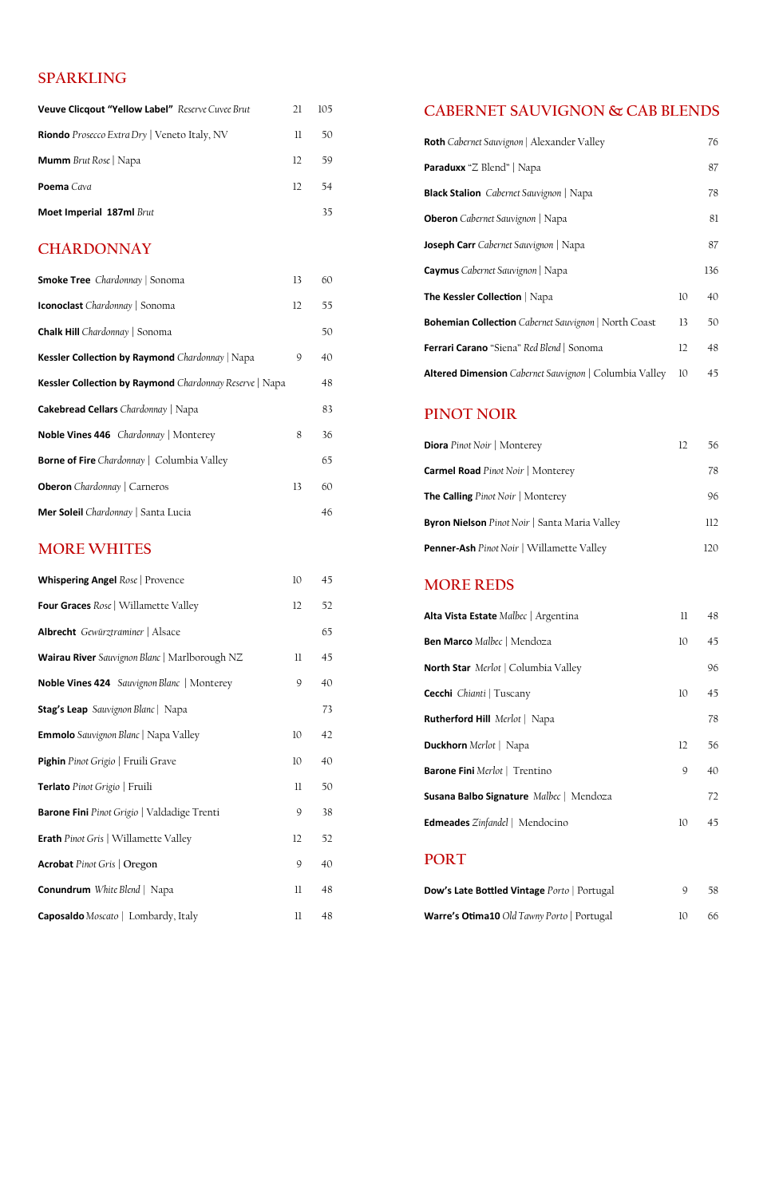## SPARKLING

| | | |
|---|---|---|
| **Veuve Clicqout "Yellow Label"** *Reserve Cuvee Brut* | 21 | 105 |
| **Riondo** *Prosecco Extra Dry* \| Veneto Italy, NV | 11 | 50 |
| **Mumm** *Brut Rose* \| Napa | 12 | 59 |
| **Poema** *Cava* | 12 | 54 |
| **Moet Imperial 187ml** *Brut* | | 35 |

## CHARDONNAY

| | | |
|---|---|---|
| **Smoke Tree** *Chardonnay* \| Sonoma | 13 | 60 |
| **Iconoclast** *Chardonnay* \| Sonoma | 12 | 55 |
| **Chalk Hill** *Chardonnay* \| Sonoma | | 50 |
| **Kessler Collection by Raymond** *Chardonnay* \| Napa | 9 | 40 |
| **Kessler Collection by Raymond** *Chardonnay Reserve* \| Napa | | 48 |
| **Cakebread Cellars** *Chardonnay* \| Napa | | 83 |
| **Noble Vines 446** *Chardonnay* \| Monterey | 8 | 36 |
| **Borne of Fire** *Chardonnay* \| Columbia Valley | | 65 |
| **Oberon** *Chardonnay* \| Carneros | 13 | 60 |
| **Mer Soleil** *Chardonnay* \| Santa Lucia | | 46 |

## MORE WHITES

| | | |
|---|---|---|
| **Whispering Angel** *Rose* \| Provence | 10 | 45 |
| **Four Graces** *Rose* \| Willamette Valley | 12 | 52 |
| **Albrecht** *Gewürztraminer* \| Alsace | | 65 |
| **Wairau River** *Sauvignon Blanc* \| Marlborough NZ | 11 | 45 |
| **Noble Vines 424** *Sauvignon Blanc* \| Monterey | 9 | 40 |
| **Stag's Leap** *Sauvignon Blanc* \| Napa | | 73 |
| **Emmolo** *Sauvignon Blanc* \| Napa Valley | 10 | 42 |
| **Pighin** *Pinot Grigio* \| Fruili Grave | 10 | 40 |
| **Terlato** *Pinot Grigio* \| Fruili | 11 | 50 |
| **Barone Fini** *Pinot Grigio* \| Valdadige Trenti | 9 | 38 |
| **Erath** *Pinot Gris* \| Willamette Valley | 12 | 52 |
| **Acrobat** *Pinot Gris* \| Oregon | 9 | 40 |
| **Conundrum** *White Blend* \| Napa | 11 | 48 |
| **Caposaldo** *Moscato* \| Lombardy, Italy | 11 | 48 |

## CABERNET SAUVIGNON & CAB BLENDS

| | | |
|---|---|---|
| **Roth** *Cabernet Sauvignon* \| Alexander Valley | | 76 |
| **Paraduxx** "Z Blend" \| Napa | | 87 |
| **Black Stalion** *Cabernet Sauvignon* \| Napa | | 78 |
| **Oberon** *Cabernet Sauvignon* \| Napa | | 81 |
| **Joseph Carr** *Cabernet Sauvignon* \| Napa | | 87 |
| **Caymus** *Cabernet Sauvignon* \| Napa | | 136 |
| **The Kessler Collection** \| Napa | 10 | 40 |
| **Bohemian Collection** *Cabernet Sauvignon* \| North Coast | 13 | 50 |
| **Ferrari Carano** "Siena" *Red Blend* \| Sonoma | 12 | 48 |
| **Altered Dimension** *Cabernet Sauvignon* \| Columbia Valley | 10 | 45 |

## PINOT NOIR

| | | |
|---|---|---|
| **Diora** *Pinot Noir* \| Monterey | 12 | 56 |
| **Carmel Road** *Pinot Noir* \| Monterey | | 78 |
| **The Calling** *Pinot Noir* \| Monterey | | 96 |
| **Byron Nielson** *Pinot Noir* \| Santa Maria Valley | | 112 |
| **Penner-Ash** *Pinot Noir* \| Willamette Valley | | 120 |

## MORE REDS

| | | |
|---|---|---|
| **Alta Vista Estate** *Malbec* \| Argentina | 11 | 48 |
| **Ben Marco** *Malbec* \| Mendoza | 10 | 45 |
| **North Star** *Merlot* \| Columbia Valley | | 96 |
| **Cecchi** *Chianti* \| Tuscany | 10 | 45 |
| **Rutherford Hill** *Merlot* \| Napa | | 78 |
| **Duckhorn** *Merlot* \| Napa | 12 | 56 |
| **Barone Fini** *Merlot* \| Trentino | 9 | 40 |
| **Susana Balbo Signature** *Malbec* \| Mendoza | | 72 |
| **Edmeades** *Zinfandel* \| Mendocino | 10 | 45 |

## PORT

| | | |
|---|---|---|
| **Dow's Late Bottled Vintage** *Porto* \| Portugal | 9 | 58 |
| **Warre's Otima10** *Old Tawny Porto* \| Portugal | 10 | 66 |